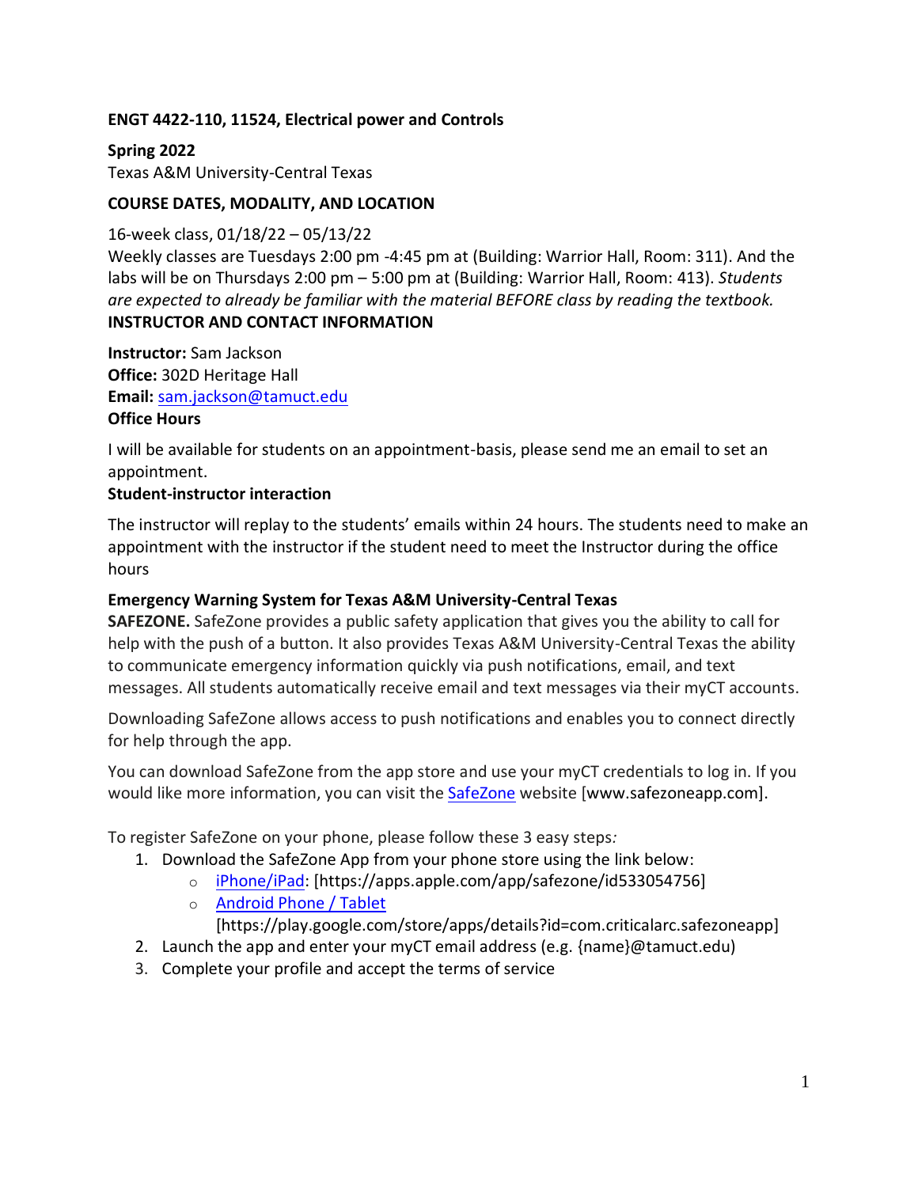**ENGT 4422-110, 11524, Electrical power and Controls**

**Spring 2022**
Texas A&M University-Central Texas

**COURSE DATES, MODALITY, AND LOCATION**

16-week class, 01/18/22 – 05/13/22
Weekly classes are Tuesdays 2:00 pm -4:45 pm at (Building: Warrior Hall, Room: 311). And the labs will be on Thursdays 2:00 pm – 5:00 pm at (Building: Warrior Hall, Room: 413). *Students are expected to already be familiar with the material BEFORE class by reading the textbook.*

**INSTRUCTOR AND CONTACT INFORMATION**

**Instructor:** Sam Jackson
**Office:** 302D Heritage Hall
**Email:** sam.jackson@tamuct.edu

**Office Hours**

I will be available for students on an appointment-basis, please send me an email to set an appointment.

**Student-instructor interaction**

The instructor will replay to the students' emails within 24 hours. The students need to make an appointment with the instructor if the student need to meet the Instructor during the office hours

**Emergency Warning System for Texas A&M University-Central Texas**

**SAFEZONE.** SafeZone provides a public safety application that gives you the ability to call for help with the push of a button. It also provides Texas A&M University-Central Texas the ability to communicate emergency information quickly via push notifications, email, and text messages. All students automatically receive email and text messages via their myCT accounts.

Downloading SafeZone allows access to push notifications and enables you to connect directly for help through the app.

You can download SafeZone from the app store and use your myCT credentials to log in. If you would like more information, you can visit the SafeZone website [www.safezoneapp.com].

To register SafeZone on your phone, please follow these 3 easy steps*:*

1. Download the SafeZone App from your phone store using the link below:
   - iPhone/iPad: [https://apps.apple.com/app/safezone/id533054756]
   - Android Phone / Tablet [https://play.google.com/store/apps/details?id=com.criticalarc.safezoneapp]
2. Launch the app and enter your myCT email address (e.g. {name}@tamuct.edu)
3. Complete your profile and accept the terms of service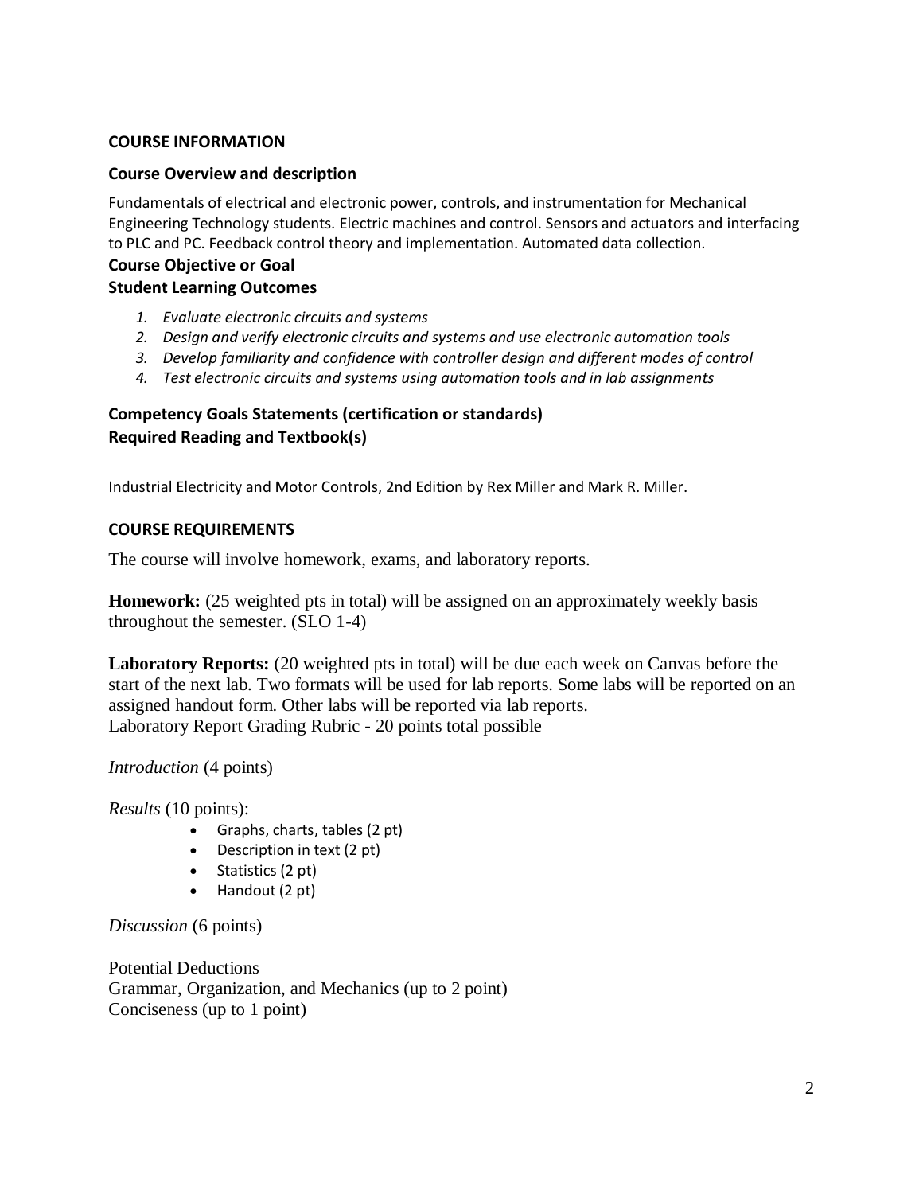## COURSE INFORMATION

### Course Overview and description

Fundamentals of electrical and electronic power, controls, and instrumentation for Mechanical Engineering Technology students. Electric machines and control. Sensors and actuators and interfacing to PLC and PC. Feedback control theory and implementation. Automated data collection.

### Course Objective or Goal

### Student Learning Outcomes

1. *Evaluate electronic circuits and systems*
2. *Design and verify electronic circuits and systems and use electronic automation tools*
3. *Develop familiarity and confidence with controller design and different modes of control*
4. *Test electronic circuits and systems using automation tools and in lab assignments*

### Competency Goals Statements (certification or standards)

### Required Reading and Textbook(s)

Industrial Electricity and Motor Controls, 2nd Edition by Rex Miller and Mark R. Miller.

## COURSE REQUIREMENTS

The course will involve homework, exams, and laboratory reports.

**Homework:** (25 weighted pts in total) will be assigned on an approximately weekly basis throughout the semester. (SLO 1-4)

**Laboratory Reports:** (20 weighted pts in total) will be due each week on Canvas before the start of the next lab. Two formats will be used for lab reports. Some labs will be reported on an assigned handout form. Other labs will be reported via lab reports.
Laboratory Report Grading Rubric - 20 points total possible

*Introduction* (4 points)

*Results* (10 points):

- Graphs, charts, tables (2 pt)
- Description in text (2 pt)
- Statistics (2 pt)
- Handout (2 pt)

*Discussion* (6 points)

Potential Deductions
Grammar, Organization, and Mechanics (up to 2 point)
Conciseness (up to 1 point)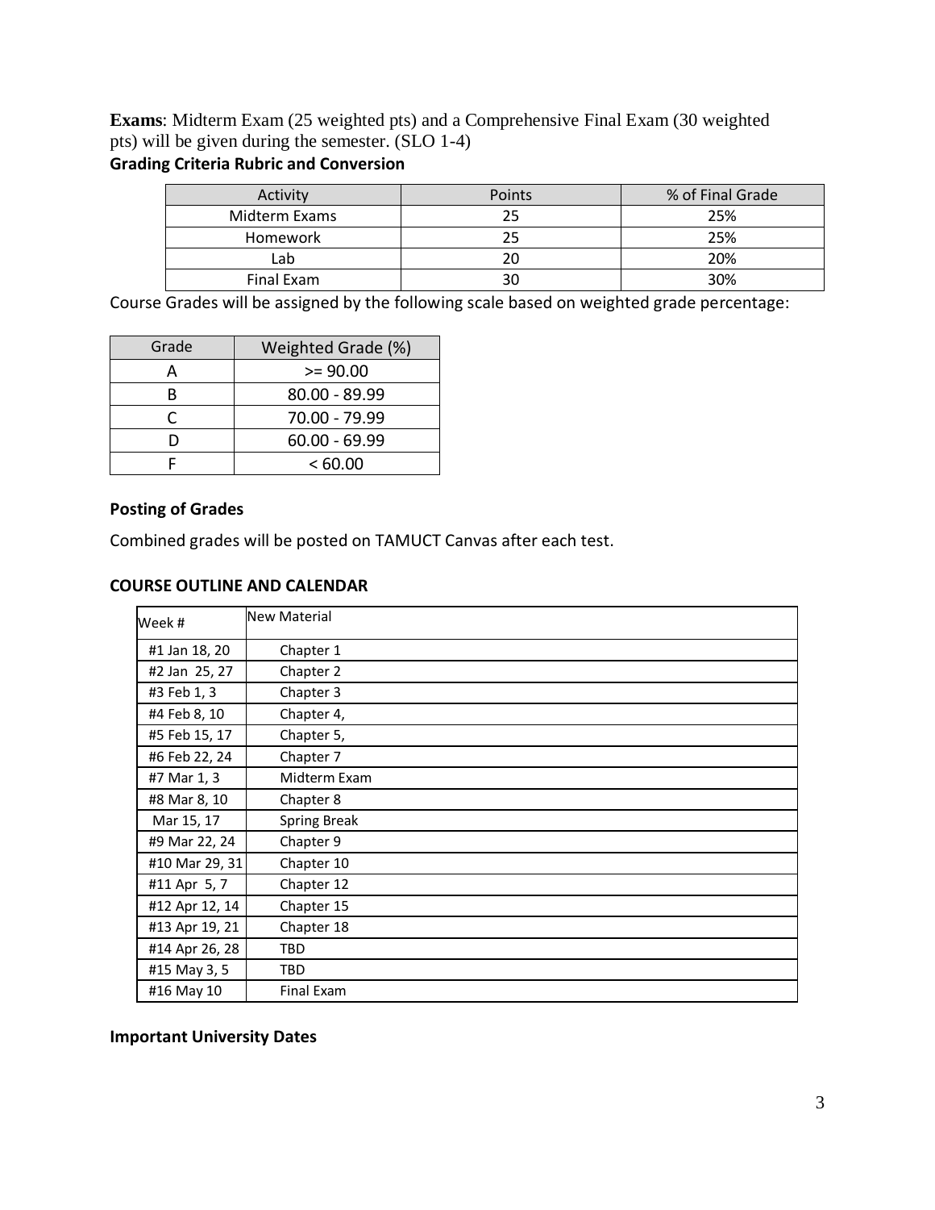**Exams**: Midterm Exam (25 weighted pts) and a Comprehensive Final Exam (30 weighted pts) will be given during the semester. (SLO 1-4)

**Grading Criteria Rubric and Conversion**

| Activity | Points | % of Final Grade |
|---|---|---|
| Midterm Exams | 25 | 25% |
| Homework | 25 | 25% |
| Lab | 20 | 20% |
| Final Exam | 30 | 30% |

Course Grades will be assigned by the following scale based on weighted grade percentage:

| Grade | Weighted Grade (%) |
|---|---|
| A | >= 90.00 |
| B | 80.00 - 89.99 |
| C | 70.00 - 79.99 |
| D | 60.00 - 69.99 |
| F | < 60.00 |

**Posting of Grades**

Combined grades will be posted on TAMUCT Canvas after each test.

**COURSE OUTLINE AND CALENDAR**

| Week # | New Material |
|---|---|
| #1 Jan 18, 20 | Chapter 1 |
| #2 Jan 25, 27 | Chapter 2 |
| #3 Feb 1, 3 | Chapter 3 |
| #4 Feb 8, 10 | Chapter 4, |
| #5 Feb 15, 17 | Chapter 5, |
| #6 Feb 22, 24 | Chapter 7 |
| #7 Mar 1, 3 | Midterm Exam |
| #8 Mar 8, 10 | Chapter 8 |
| Mar 15, 17 | Spring Break |
| #9 Mar 22, 24 | Chapter 9 |
| #10 Mar 29, 31 | Chapter 10 |
| #11 Apr 5, 7 | Chapter 12 |
| #12 Apr 12, 14 | Chapter 15 |
| #13 Apr 19, 21 | Chapter 18 |
| #14 Apr 26, 28 | TBD |
| #15 May 3, 5 | TBD |
| #16 May 10 | Final Exam |

**Important University Dates**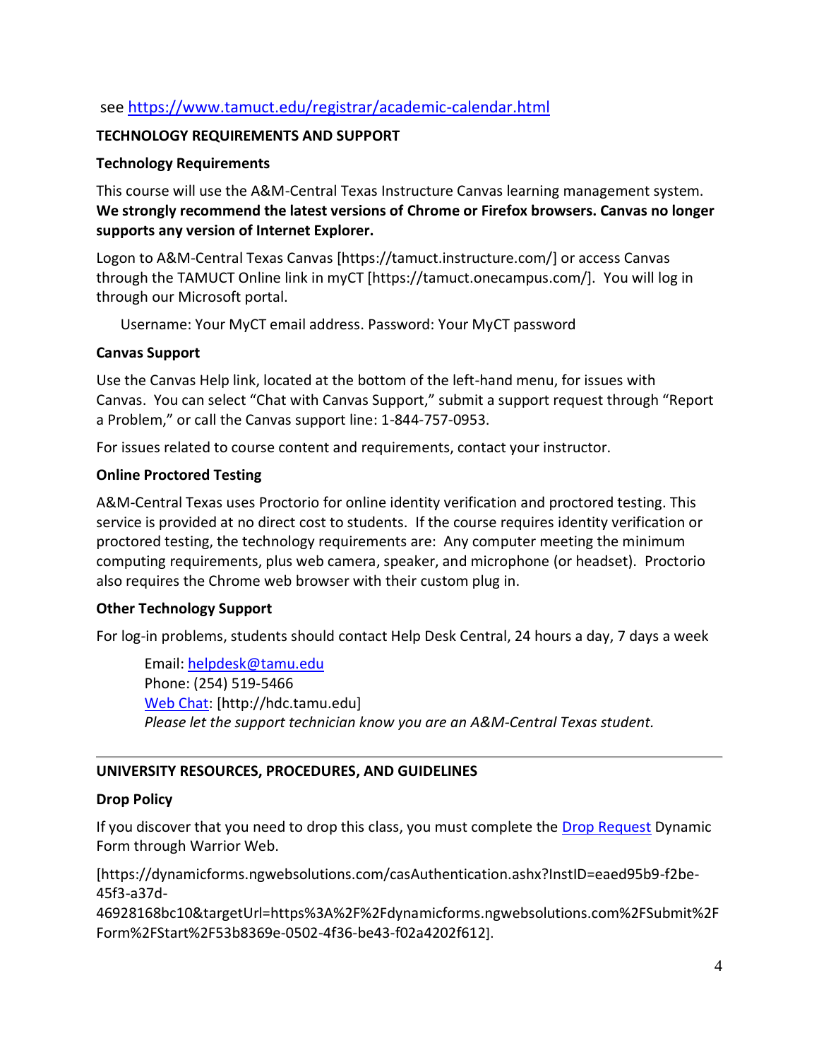see https://www.tamuct.edu/registrar/academic-calendar.html

## TECHNOLOGY REQUIREMENTS AND SUPPORT

### Technology Requirements

This course will use the A&M-Central Texas Instructure Canvas learning management system. **We strongly recommend the latest versions of Chrome or Firefox browsers. Canvas no longer supports any version of Internet Explorer.**

Logon to A&M-Central Texas Canvas [https://tamuct.instructure.com/] or access Canvas through the TAMUCT Online link in myCT [https://tamuct.onecampus.com/]. You will log in through our Microsoft portal.

Username: Your MyCT email address. Password: Your MyCT password

### Canvas Support

Use the Canvas Help link, located at the bottom of the left-hand menu, for issues with Canvas. You can select “Chat with Canvas Support,” submit a support request through “Report a Problem,” or call the Canvas support line: 1-844-757-0953.

For issues related to course content and requirements, contact your instructor.

### Online Proctored Testing

A&M-Central Texas uses Proctorio for online identity verification and proctored testing. This service is provided at no direct cost to students. If the course requires identity verification or proctored testing, the technology requirements are: Any computer meeting the minimum computing requirements, plus web camera, speaker, and microphone (or headset). Proctorio also requires the Chrome web browser with their custom plug in.

### Other Technology Support

For log-in problems, students should contact Help Desk Central, 24 hours a day, 7 days a week

Email: helpdesk@tamu.edu
Phone: (254) 519-5466
Web Chat: [http://hdc.tamu.edu]
*Please let the support technician know you are an A&M-Central Texas student.*

---

## UNIVERSITY RESOURCES, PROCEDURES, AND GUIDELINES

### Drop Policy

If you discover that you need to drop this class, you must complete the Drop Request Dynamic Form through Warrior Web.

[https://dynamicforms.ngwebsolutions.com/casAuthentication.ashx?InstID=eaed95b9-f2be-45f3-a37d-46928168bc10&targetUrl=https%3A%2F%2Fdynamicforms.ngwebsolutions.com%2FSubmit%2FForm%2FStart%2F53b8369e-0502-4f36-be43-f02a4202f612].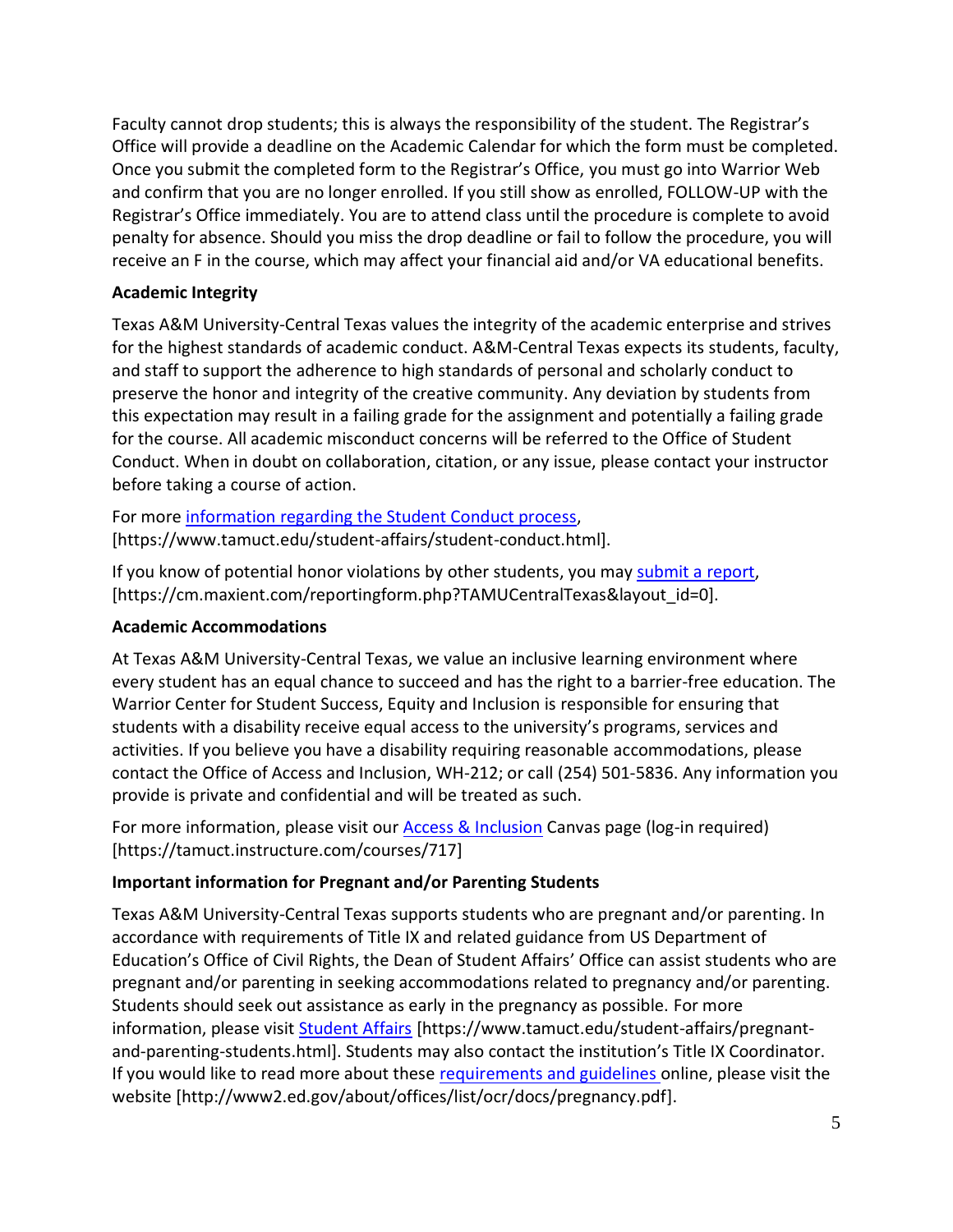Faculty cannot drop students; this is always the responsibility of the student. The Registrar's Office will provide a deadline on the Academic Calendar for which the form must be completed. Once you submit the completed form to the Registrar's Office, you must go into Warrior Web and confirm that you are no longer enrolled. If you still show as enrolled, FOLLOW-UP with the Registrar's Office immediately. You are to attend class until the procedure is complete to avoid penalty for absence. Should you miss the drop deadline or fail to follow the procedure, you will receive an F in the course, which may affect your financial aid and/or VA educational benefits.

**Academic Integrity**

Texas A&M University-Central Texas values the integrity of the academic enterprise and strives for the highest standards of academic conduct. A&M-Central Texas expects its students, faculty, and staff to support the adherence to high standards of personal and scholarly conduct to preserve the honor and integrity of the creative community. Any deviation by students from this expectation may result in a failing grade for the assignment and potentially a failing grade for the course. All academic misconduct concerns will be referred to the Office of Student Conduct. When in doubt on collaboration, citation, or any issue, please contact your instructor before taking a course of action.

For more information regarding the Student Conduct process, [https://www.tamuct.edu/student-affairs/student-conduct.html].

If you know of potential honor violations by other students, you may submit a report, [https://cm.maxient.com/reportingform.php?TAMUCentralTexas&layout_id=0].

**Academic Accommodations**

At Texas A&M University-Central Texas, we value an inclusive learning environment where every student has an equal chance to succeed and has the right to a barrier-free education. The Warrior Center for Student Success, Equity and Inclusion is responsible for ensuring that students with a disability receive equal access to the university's programs, services and activities. If you believe you have a disability requiring reasonable accommodations, please contact the Office of Access and Inclusion, WH-212; or call (254) 501-5836. Any information you provide is private and confidential and will be treated as such.

For more information, please visit our Access & Inclusion Canvas page (log-in required) [https://tamuct.instructure.com/courses/717]

**Important information for Pregnant and/or Parenting Students**

Texas A&M University-Central Texas supports students who are pregnant and/or parenting. In accordance with requirements of Title IX and related guidance from US Department of Education's Office of Civil Rights, the Dean of Student Affairs' Office can assist students who are pregnant and/or parenting in seeking accommodations related to pregnancy and/or parenting. Students should seek out assistance as early in the pregnancy as possible. For more information, please visit Student Affairs [https://www.tamuct.edu/student-affairs/pregnant-and-parenting-students.html]. Students may also contact the institution's Title IX Coordinator. If you would like to read more about these requirements and guidelines online, please visit the website [http://www2.ed.gov/about/offices/list/ocr/docs/pregnancy.pdf].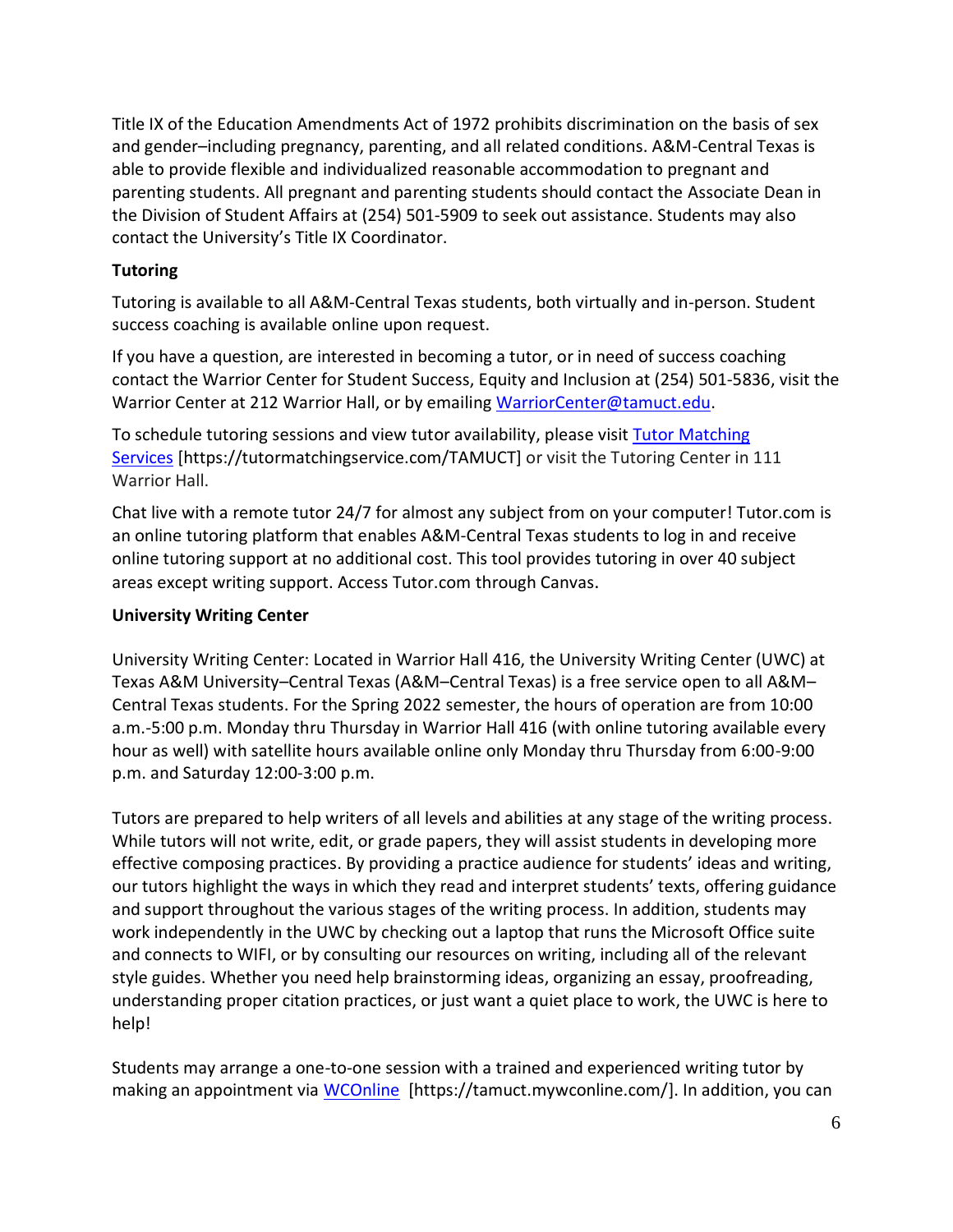Title IX of the Education Amendments Act of 1972 prohibits discrimination on the basis of sex and gender–including pregnancy, parenting, and all related conditions. A&M-Central Texas is able to provide flexible and individualized reasonable accommodation to pregnant and parenting students. All pregnant and parenting students should contact the Associate Dean in the Division of Student Affairs at (254) 501-5909 to seek out assistance. Students may also contact the University's Title IX Coordinator.

**Tutoring**

Tutoring is available to all A&M-Central Texas students, both virtually and in-person. Student success coaching is available online upon request.

If you have a question, are interested in becoming a tutor, or in need of success coaching contact the Warrior Center for Student Success, Equity and Inclusion at (254) 501-5836, visit the Warrior Center at 212 Warrior Hall, or by emailing WarriorCenter@tamuct.edu.

To schedule tutoring sessions and view tutor availability, please visit Tutor Matching Services [https://tutormatchingservice.com/TAMUCT] or visit the Tutoring Center in 111 Warrior Hall.

Chat live with a remote tutor 24/7 for almost any subject from on your computer! Tutor.com is an online tutoring platform that enables A&M-Central Texas students to log in and receive online tutoring support at no additional cost. This tool provides tutoring in over 40 subject areas except writing support. Access Tutor.com through Canvas.

**University Writing Center**

University Writing Center: Located in Warrior Hall 416, the University Writing Center (UWC) at Texas A&M University–Central Texas (A&M–Central Texas) is a free service open to all A&M–Central Texas students. For the Spring 2022 semester, the hours of operation are from 10:00 a.m.-5:00 p.m. Monday thru Thursday in Warrior Hall 416 (with online tutoring available every hour as well) with satellite hours available online only Monday thru Thursday from 6:00-9:00 p.m. and Saturday 12:00-3:00 p.m.

Tutors are prepared to help writers of all levels and abilities at any stage of the writing process. While tutors will not write, edit, or grade papers, they will assist students in developing more effective composing practices. By providing a practice audience for students' ideas and writing, our tutors highlight the ways in which they read and interpret students' texts, offering guidance and support throughout the various stages of the writing process. In addition, students may work independently in the UWC by checking out a laptop that runs the Microsoft Office suite and connects to WIFI, or by consulting our resources on writing, including all of the relevant style guides. Whether you need help brainstorming ideas, organizing an essay, proofreading, understanding proper citation practices, or just want a quiet place to work, the UWC is here to help!

Students may arrange a one-to-one session with a trained and experienced writing tutor by making an appointment via WCOnline [https://tamuct.mywconline.com/]. In addition, you can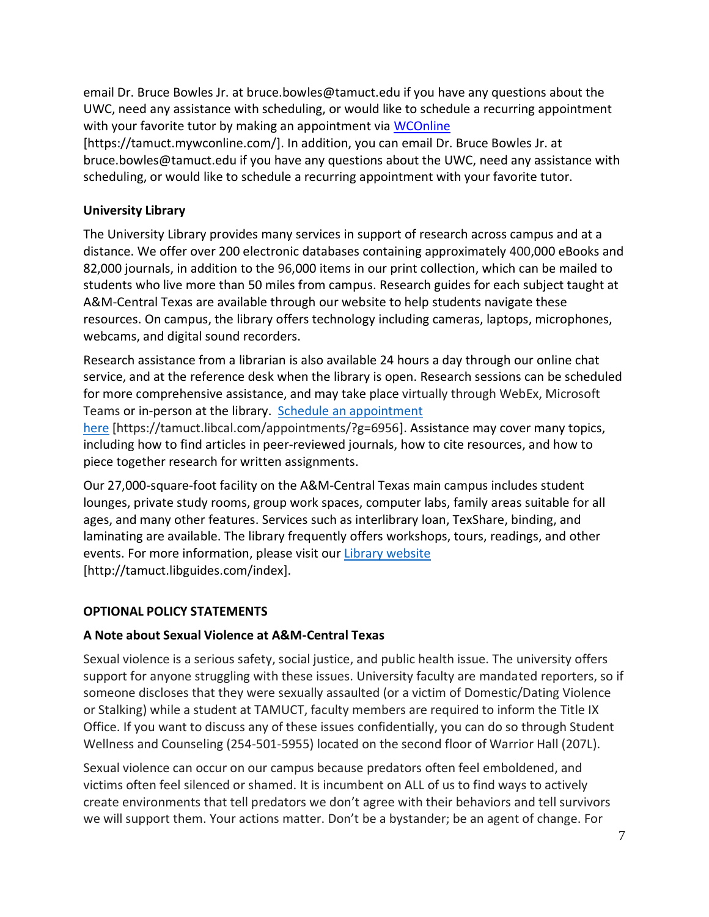email Dr. Bruce Bowles Jr. at bruce.bowles@tamuct.edu if you have any questions about the UWC, need any assistance with scheduling, or would like to schedule a recurring appointment with your favorite tutor by making an appointment via WCOnline [https://tamuct.mywconline.com/]. In addition, you can email Dr. Bruce Bowles Jr. at bruce.bowles@tamuct.edu if you have any questions about the UWC, need any assistance with scheduling, or would like to schedule a recurring appointment with your favorite tutor.

**University Library**

The University Library provides many services in support of research across campus and at a distance. We offer over 200 electronic databases containing approximately 400,000 eBooks and 82,000 journals, in addition to the 96,000 items in our print collection, which can be mailed to students who live more than 50 miles from campus. Research guides for each subject taught at A&M-Central Texas are available through our website to help students navigate these resources. On campus, the library offers technology including cameras, laptops, microphones, webcams, and digital sound recorders.

Research assistance from a librarian is also available 24 hours a day through our online chat service, and at the reference desk when the library is open. Research sessions can be scheduled for more comprehensive assistance, and may take place virtually through WebEx, Microsoft Teams or in-person at the library. Schedule an appointment here [https://tamuct.libcal.com/appointments/?g=6956]. Assistance may cover many topics, including how to find articles in peer-reviewed journals, how to cite resources, and how to piece together research for written assignments.

Our 27,000-square-foot facility on the A&M-Central Texas main campus includes student lounges, private study rooms, group work spaces, computer labs, family areas suitable for all ages, and many other features. Services such as interlibrary loan, TexShare, binding, and laminating are available. The library frequently offers workshops, tours, readings, and other events. For more information, please visit our Library website [http://tamuct.libguides.com/index].

## OPTIONAL POLICY STATEMENTS

**A Note about Sexual Violence at A&M-Central Texas**

Sexual violence is a serious safety, social justice, and public health issue. The university offers support for anyone struggling with these issues. University faculty are mandated reporters, so if someone discloses that they were sexually assaulted (or a victim of Domestic/Dating Violence or Stalking) while a student at TAMUCT, faculty members are required to inform the Title IX Office. If you want to discuss any of these issues confidentially, you can do so through Student Wellness and Counseling (254-501-5955) located on the second floor of Warrior Hall (207L).

Sexual violence can occur on our campus because predators often feel emboldened, and victims often feel silenced or shamed. It is incumbent on ALL of us to find ways to actively create environments that tell predators we don't agree with their behaviors and tell survivors we will support them. Your actions matter. Don't be a bystander; be an agent of change. For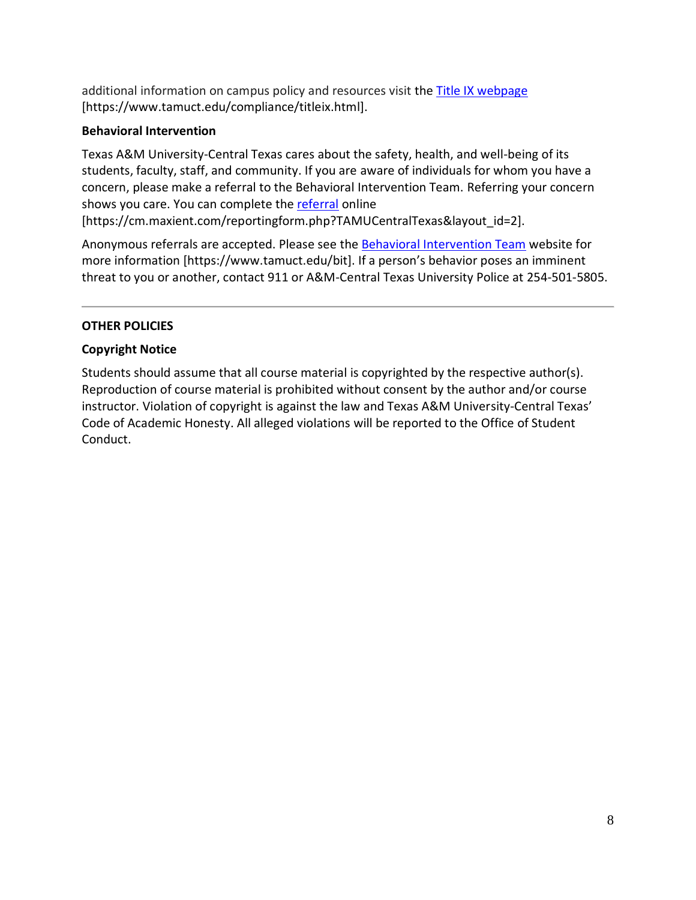additional information on campus policy and resources visit the [Title IX webpage](https://www.tamuct.edu/compliance/titleix.html) [https://www.tamuct.edu/compliance/titleix.html].

**Behavioral Intervention**

Texas A&M University-Central Texas cares about the safety, health, and well-being of its students, faculty, staff, and community. If you are aware of individuals for whom you have a concern, please make a referral to the Behavioral Intervention Team. Referring your concern shows you care. You can complete the [referral](https://cm.maxient.com/reportingform.php?TAMUCentralTexas&layout_id=2) online [https://cm.maxient.com/reportingform.php?TAMUCentralTexas&layout_id=2].

Anonymous referrals are accepted. Please see the [Behavioral Intervention Team](https://www.tamuct.edu/bit) website for more information [https://www.tamuct.edu/bit]. If a person's behavior poses an imminent threat to you or another, contact 911 or A&M-Central Texas University Police at 254-501-5805.

---

**OTHER POLICIES**

**Copyright Notice**

Students should assume that all course material is copyrighted by the respective author(s). Reproduction of course material is prohibited without consent by the author and/or course instructor. Violation of copyright is against the law and Texas A&M University-Central Texas' Code of Academic Honesty. All alleged violations will be reported to the Office of Student Conduct.